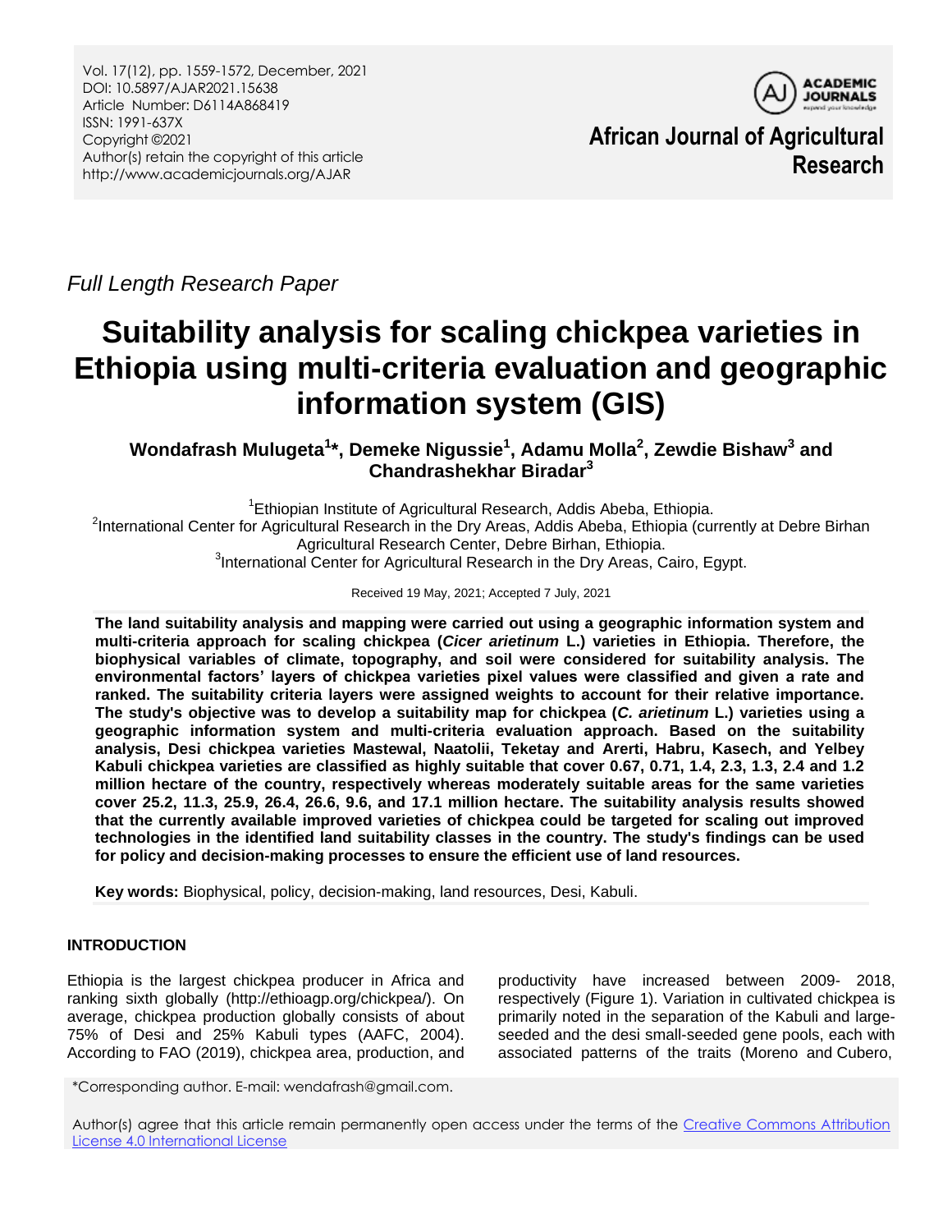Vol. 17(12), pp. 1559-1572, December, 2021
DOI: 10.5897/AJAR2021.15638
Article Number: D6114A868419
ISSN: 1991-637X
Copyright ©2021
Author(s) retain the copyright of this article
http://www.academicjournals.org/AJAR

**African Journal of Agricultural Research**

*Full Length Research Paper*

# Suitability analysis for scaling chickpea varieties in Ethiopia using multi-criteria evaluation and geographic information system (GIS)

**Wondafrash Mulugeta[1]*, Demeke Nigussie[1], Adamu Molla[2], Zewdie Bishaw[3] and Chandrashekhar Biradar[3]**

[1]Ethiopian Institute of Agricultural Research, Addis Abeba, Ethiopia.
[2]International Center for Agricultural Research in the Dry Areas, Addis Abeba, Ethiopia (currently at Debre Birhan Agricultural Research Center, Debre Birhan, Ethiopia.
[3]International Center for Agricultural Research in the Dry Areas, Cairo, Egypt.

Received 19 May, 2021; Accepted 7 July, 2021

**The land suitability analysis and mapping were carried out using a geographic information system and multi-criteria approach for scaling chickpea (*Cicer arietinum* L.) varieties in Ethiopia. Therefore, the biophysical variables of climate, topography, and soil were considered for suitability analysis. The environmental factors' layers of chickpea varieties pixel values were classified and given a rate and ranked. The suitability criteria layers were assigned weights to account for their relative importance. The study's objective was to develop a suitability map for chickpea (*C. arietinum* L.) varieties using a geographic information system and multi-criteria evaluation approach. Based on the suitability analysis, Desi chickpea varieties Mastewal, Naatolii, Teketay and Arerti, Habru, Kasech, and Yelbey Kabuli chickpea varieties are classified as highly suitable that cover 0.67, 0.71, 1.4, 2.3, 1.3, 2.4 and 1.2 million hectare of the country, respectively whereas moderately suitable areas for the same varieties cover 25.2, 11.3, 25.9, 26.4, 26.6, 9.6, and 17.1 million hectare. The suitability analysis results showed that the currently available improved varieties of chickpea could be targeted for scaling out improved technologies in the identified land suitability classes in the country. The study's findings can be used for policy and decision-making processes to ensure the efficient use of land resources.**

**Key words:** Biophysical, policy, decision-making, land resources, Desi, Kabuli.

## INTRODUCTION

Ethiopia is the largest chickpea producer in Africa and ranking sixth globally (http://ethioagp.org/chickpea/). On average, chickpea production globally consists of about 75% of Desi and 25% Kabuli types (AAFC, 2004). According to FAO (2019), chickpea area, production, and productivity have increased between 2009- 2018, respectively (Figure 1). Variation in cultivated chickpea is primarily noted in the separation of the Kabuli and large-seeded and the desi small-seeded gene pools, each with associated patterns of the traits (Moreno and Cubero,

*Corresponding author. E-mail: wendafrash@gmail.com.

Author(s) agree that this article remain permanently open access under the terms of the Creative Commons Attribution License 4.0 International License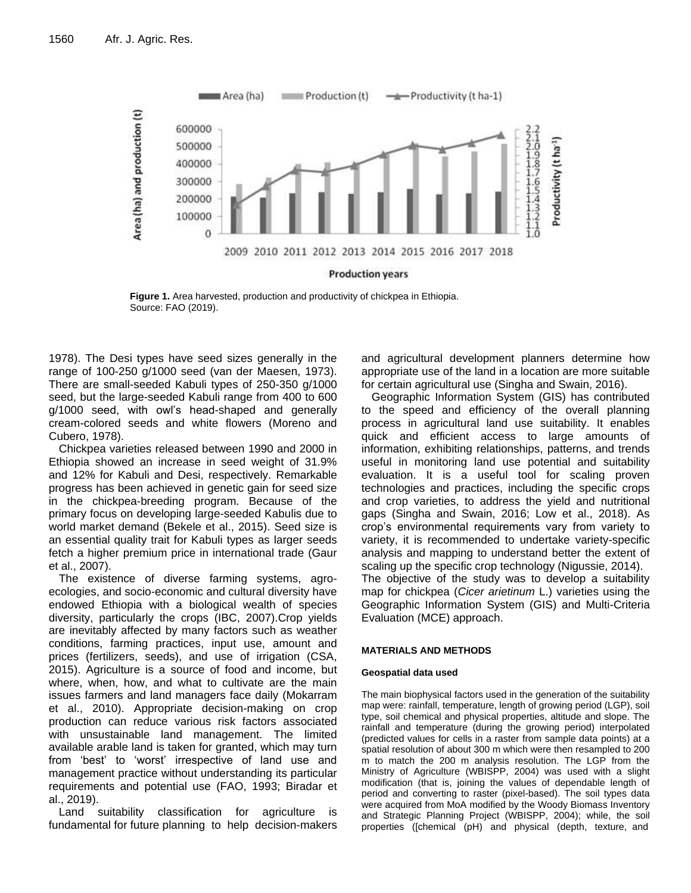**Figure 1.** Area harvested, production and productivity of chickpea in Ethiopia.
Source: FAO (2019).

1978). The Desi types have seed sizes generally in the range of 100-250 g/1000 seed (van der Maesen, 1973). There are small-seeded Kabuli types of 250-350 g/1000 seed, but the large-seeded Kabuli range from 400 to 600 g/1000 seed, with owl's head-shaped and generally cream-colored seeds and white flowers (Moreno and Cubero, 1978).

Chickpea varieties released between 1990 and 2000 in Ethiopia showed an increase in seed weight of 31.9% and 12% for Kabuli and Desi, respectively. Remarkable progress has been achieved in genetic gain for seed size in the chickpea-breeding program. Because of the primary focus on developing large-seeded Kabulis due to world market demand (Bekele et al., 2015). Seed size is an essential quality trait for Kabuli types as larger seeds fetch a higher premium price in international trade (Gaur et al., 2007).

The existence of diverse farming systems, agro-ecologies, and socio-economic and cultural diversity have endowed Ethiopia with a biological wealth of species diversity, particularly the crops (IBC, 2007).Crop yields are inevitably affected by many factors such as weather conditions, farming practices, input use, amount and prices (fertilizers, seeds), and use of irrigation (CSA, 2015). Agriculture is a source of food and income, but where, when, how, and what to cultivate are the main issues farmers and land managers face daily (Mokarram et al., 2010). Appropriate decision-making on crop production can reduce various risk factors associated with unsustainable land management. The limited available arable land is taken for granted, which may turn from 'best' to 'worst' irrespective of land use and management practice without understanding its particular requirements and potential use (FAO, 1993; Biradar et al., 2019).

Land suitability classification for agriculture is fundamental for future planning to help decision-makers and agricultural development planners determine how appropriate use of the land in a location are more suitable for certain agricultural use (Singha and Swain, 2016).

Geographic Information System (GIS) has contributed to the speed and efficiency of the overall planning process in agricultural land use suitability. It enables quick and efficient access to large amounts of information, exhibiting relationships, patterns, and trends useful in monitoring land use potential and suitability evaluation. It is a useful tool for scaling proven technologies and practices, including the specific crops and crop varieties, to address the yield and nutritional gaps (Singha and Swain, 2016; Low et al., 2018). As crop's environmental requirements vary from variety to variety, it is recommended to undertake variety-specific analysis and mapping to understand better the extent of scaling up the specific crop technology (Nigussie, 2014).

The objective of the study was to develop a suitability map for chickpea (*Cicer arietinum* L.) varieties using the Geographic Information System (GIS) and Multi-Criteria Evaluation (MCE) approach.

## MATERIALS AND METHODS

### Geospatial data used

The main biophysical factors used in the generation of the suitability map were: rainfall, temperature, length of growing period (LGP), soil type, soil chemical and physical properties, altitude and slope. The rainfall and temperature (during the growing period) interpolated (predicted values for cells in a raster from sample data points) at a spatial resolution of about 300 m which were then resampled to 200 m to match the 200 m analysis resolution. The LGP from the Ministry of Agriculture (WBISPP, 2004) was used with a slight modification (that is, joining the values of dependable length of period and converting to raster (pixel-based). The soil types data were acquired from MoA modified by the Woody Biomass Inventory and Strategic Planning Project (WBISPP, 2004); while, the soil properties ([chemical (pH) and physical (depth, texture, and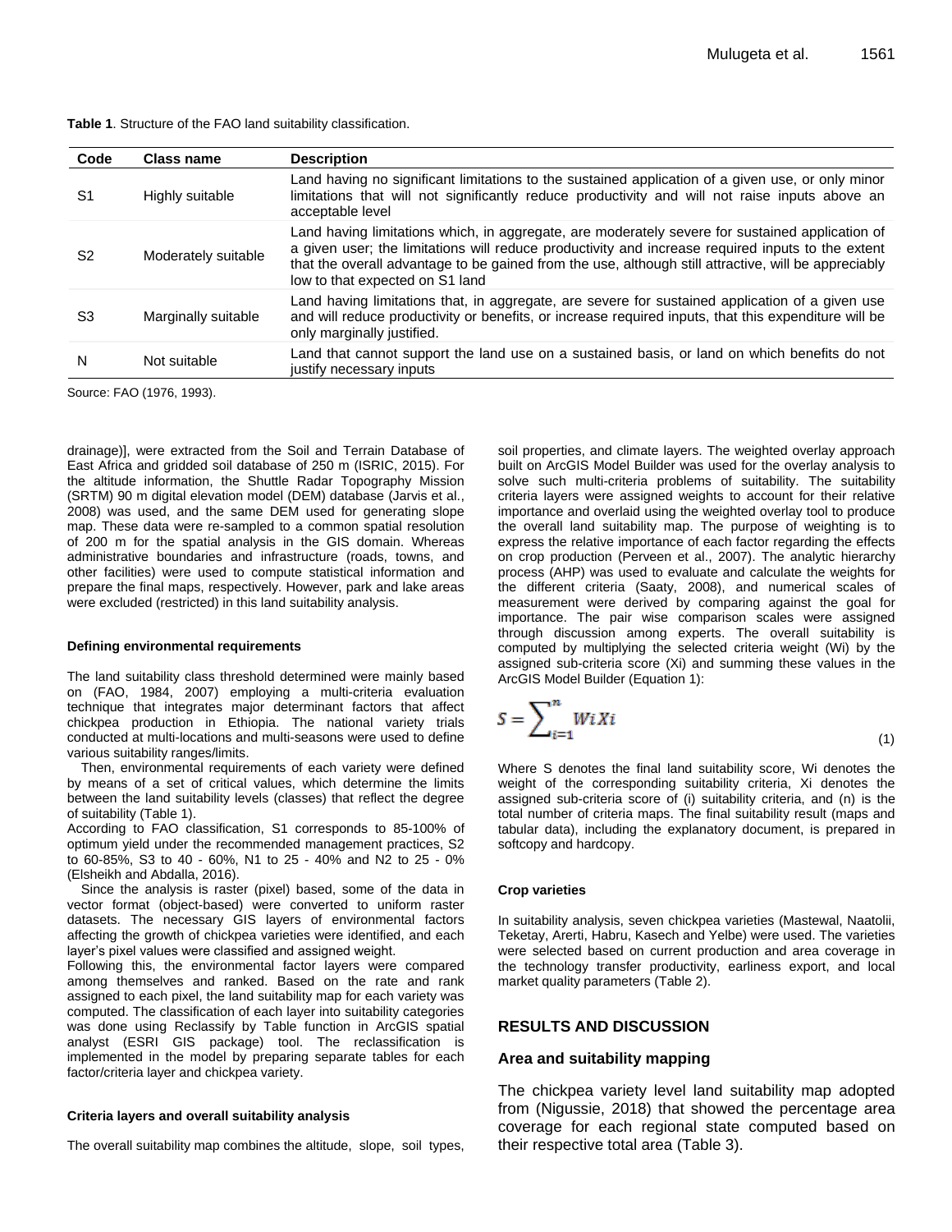**Table 1**. Structure of the FAO land suitability classification.

| Code | Class name | Description |
|---|---|---|
| S1 | Highly suitable | Land having no significant limitations to the sustained application of a given use, or only minor limitations that will not significantly reduce productivity and will not raise inputs above an acceptable level |
| S2 | Moderately suitable | Land having limitations which, in aggregate, are moderately severe for sustained application of a given user; the limitations will reduce productivity and increase required inputs to the extent that the overall advantage to be gained from the use, although still attractive, will be appreciably low to that expected on S1 land |
| S3 | Marginally suitable | Land having limitations that, in aggregate, are severe for sustained application of a given use and will reduce productivity or benefits, or increase required inputs, that this expenditure will be only marginally justified. |
| N | Not suitable | Land that cannot support the land use on a sustained basis, or land on which benefits do not justify necessary inputs |

Source: FAO (1976, 1993).

drainage)], were extracted from the Soil and Terrain Database of East Africa and gridded soil database of 250 m (ISRIC, 2015). For the altitude information, the Shuttle Radar Topography Mission (SRTM) 90 m digital elevation model (DEM) database (Jarvis et al., 2008) was used, and the same DEM used for generating slope map. These data were re-sampled to a common spatial resolution of 200 m for the spatial analysis in the GIS domain. Whereas administrative boundaries and infrastructure (roads, towns, and other facilities) were used to compute statistical information and prepare the final maps, respectively. However, park and lake areas were excluded (restricted) in this land suitability analysis.

#### Defining environmental requirements

The land suitability class threshold determined were mainly based on (FAO, 1984, 2007) employing a multi-criteria evaluation technique that integrates major determinant factors that affect chickpea production in Ethiopia. The national variety trials conducted at multi-locations and multi-seasons were used to define various suitability ranges/limits.

Then, environmental requirements of each variety were defined by means of a set of critical values, which determine the limits between the land suitability levels (classes) that reflect the degree of suitability (Table 1).

According to FAO classification, S1 corresponds to 85-100% of optimum yield under the recommended management practices, S2 to 60-85%, S3 to 40 - 60%, N1 to 25 - 40% and N2 to 25 - 0% (Elsheikh and Abdalla, 2016).

Since the analysis is raster (pixel) based, some of the data in vector format (object-based) were converted to uniform raster datasets. The necessary GIS layers of environmental factors affecting the growth of chickpea varieties were identified, and each layer's pixel values were classified and assigned weight.

Following this, the environmental factor layers were compared among themselves and ranked. Based on the rate and rank assigned to each pixel, the land suitability map for each variety was computed. The classification of each layer into suitability categories was done using Reclassify by Table function in ArcGIS spatial analyst (ESRI GIS package) tool. The reclassification is implemented in the model by preparing separate tables for each factor/criteria layer and chickpea variety.

#### Criteria layers and overall suitability analysis

The overall suitability map combines the altitude, slope, soil types, soil properties, and climate layers. The weighted overlay approach built on ArcGIS Model Builder was used for the overlay analysis to solve such multi-criteria problems of suitability. The suitability criteria layers were assigned weights to account for their relative importance and overlaid using the weighted overlay tool to produce the overall land suitability map. The purpose of weighting is to express the relative importance of each factor regarding the effects on crop production (Perveen et al., 2007). The analytic hierarchy process (AHP) was used to evaluate and calculate the weights for the different criteria (Saaty, 2008), and numerical scales of measurement were derived by comparing against the goal for importance. The pair wise comparison scales were assigned through discussion among experts. The overall suitability is computed by multiplying the selected criteria weight (Wi) by the assigned sub-criteria score (Xi) and summing these values in the ArcGIS Model Builder (Equation 1):

$$S = \sum_{i=1}^{n} Wi\,Xi \tag{1}$$

Where S denotes the final land suitability score, Wi denotes the weight of the corresponding suitability criteria, Xi denotes the assigned sub-criteria score of (i) suitability criteria, and (n) is the total number of criteria maps. The final suitability result (maps and tabular data), including the explanatory document, is prepared in softcopy and hardcopy.

#### Crop varieties

In suitability analysis, seven chickpea varieties (Mastewal, Naatolii, Teketay, Arerti, Habru, Kasech and Yelbe) were used. The varieties were selected based on current production and area coverage in the technology transfer productivity, earliness export, and local market quality parameters (Table 2).

## RESULTS AND DISCUSSION

### Area and suitability mapping

The chickpea variety level land suitability map adopted from (Nigussie, 2018) that showed the percentage area coverage for each regional state computed based on their respective total area (Table 3).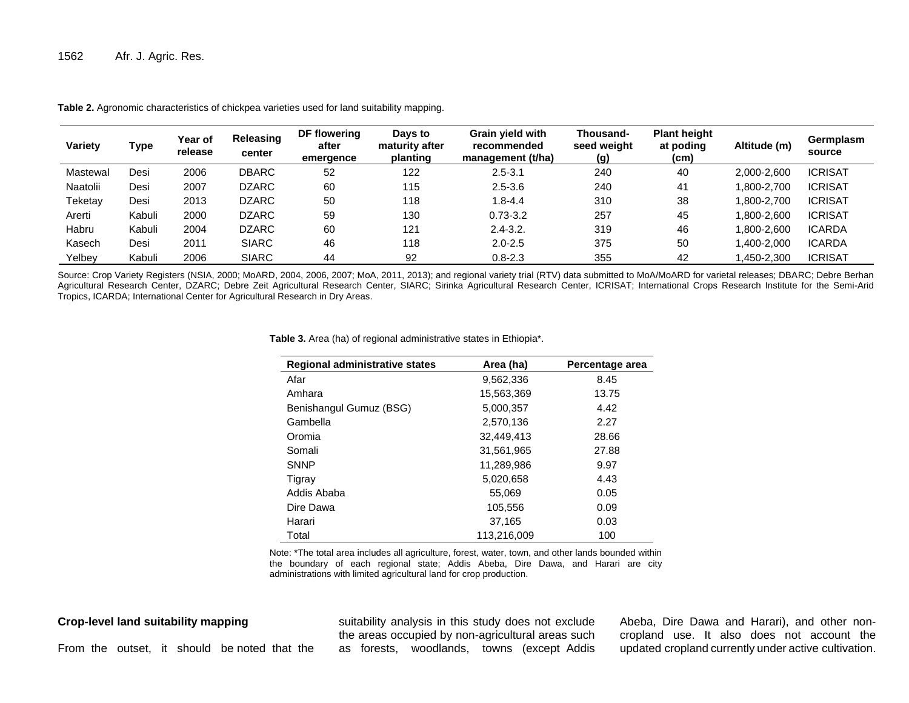**Table 2.** Agronomic characteristics of chickpea varieties used for land suitability mapping.

| Variety | Type | Year of release | Releasing center | DF flowering after emergence | Days to maturity after planting | Grain yield with recommended management (t/ha) | Thousand-seed weight (g) | Plant height at poding (cm) | Altitude (m) | Germplasm source |
|---|---|---|---|---|---|---|---|---|---|---|
| Mastewal | Desi | 2006 | DBARC | 52 | 122 | 2.5-3.1 | 240 | 40 | 2,000-2,600 | ICRISAT |
| Naatolii | Desi | 2007 | DZARC | 60 | 115 | 2.5-3.6 | 240 | 41 | 1,800-2,700 | ICRISAT |
| Teketay | Desi | 2013 | DZARC | 50 | 118 | 1.8-4.4 | 310 | 38 | 1,800-2,700 | ICRISAT |
| Arerti | Kabuli | 2000 | DZARC | 59 | 130 | 0.73-3.2 | 257 | 45 | 1,800-2,600 | ICRISAT |
| Habru | Kabuli | 2004 | DZARC | 60 | 121 | 2.4-3.2. | 319 | 46 | 1,800-2,600 | ICARDA |
| Kasech | Desi | 2011 | SIARC | 46 | 118 | 2.0-2.5 | 375 | 50 | 1,400-2,000 | ICARDA |
| Yelbey | Kabuli | 2006 | SIARC | 44 | 92 | 0.8-2.3 | 355 | 42 | 1,450-2,300 | ICRISAT |

Source: Crop Variety Registers (NSIA, 2000; MoARD, 2004, 2006, 2007; MoA, 2011, 2013); and regional variety trial (RTV) data submitted to MoA/MoARD for varietal releases; DBARC; Debre Berhan Agricultural Research Center, DZARC; Debre Zeit Agricultural Research Center, SIARC; Sirinka Agricultural Research Center, ICRISAT; International Crops Research Institute for the Semi-Arid Tropics, ICARDA; International Center for Agricultural Research in Dry Areas.

**Table 3.** Area (ha) of regional administrative states in Ethiopia*.

| Regional administrative states | Area (ha) | Percentage area |
|---|---|---|
| Afar | 9,562,336 | 8.45 |
| Amhara | 15,563,369 | 13.75 |
| Benishangul Gumuz (BSG) | 5,000,357 | 4.42 |
| Gambella | 2,570,136 | 2.27 |
| Oromia | 32,449,413 | 28.66 |
| Somali | 31,561,965 | 27.88 |
| SNNP | 11,289,986 | 9.97 |
| Tigray | 5,020,658 | 4.43 |
| Addis Ababa | 55,069 | 0.05 |
| Dire Dawa | 105,556 | 0.09 |
| Harari | 37,165 | 0.03 |
| Total | 113,216,009 | 100 |

Note: *The total area includes all agriculture, forest, water, town, and other lands bounded within the boundary of each regional state; Addis Abeba, Dire Dawa, and Harari are city administrations with limited agricultural land for crop production.

**Crop-level land suitability mapping**

From the outset, it should be noted that the suitability analysis in this study does not exclude the areas occupied by non-agricultural areas such as forests, woodlands, towns (except Addis Abeba, Dire Dawa and Harari), and other non-cropland use. It also does not account the updated cropland currently under active cultivation.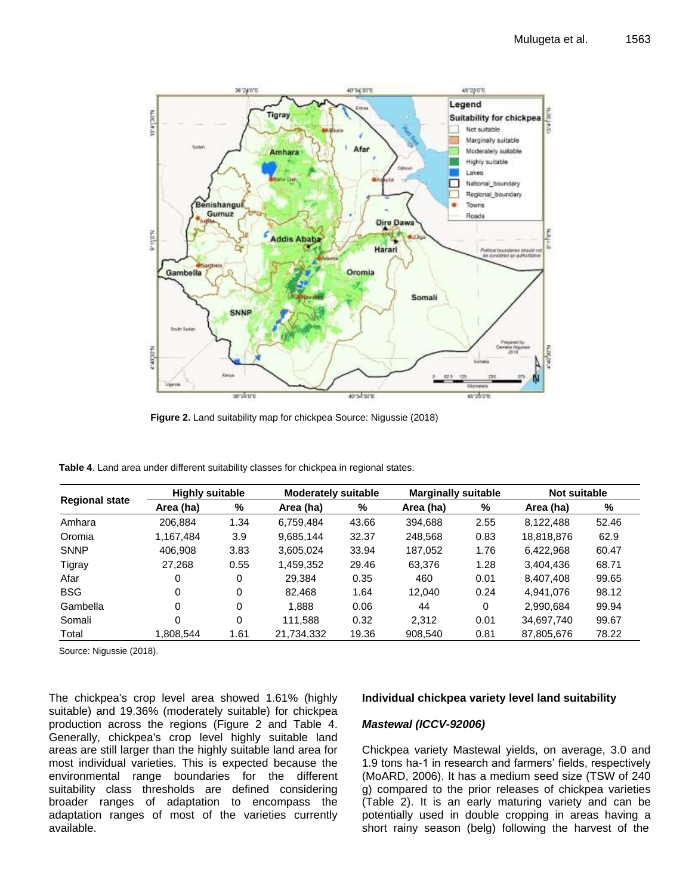**Figure 2.** Land suitability map for chickpea Source: Nigussie (2018)

**Table 4**. Land area under different suitability classes for chickpea in regional states.

| Regional state | Highly suitable | | Moderately suitable | | Marginally suitable | | Not suitable | |
|---|---|---|---|---|---|---|---|---|
| | Area (ha) | % | Area (ha) | % | Area (ha) | % | Area (ha) | % |
| Amhara | 206,884 | 1.34 | 6,759,484 | 43.66 | 394,688 | 2.55 | 8,122,488 | 52.46 |
| Oromia | 1,167,484 | 3.9 | 9,685,144 | 32.37 | 248,568 | 0.83 | 18,818,876 | 62.9 |
| SNNP | 406,908 | 3.83 | 3,605,024 | 33.94 | 187,052 | 1.76 | 6,422,968 | 60.47 |
| Tigray | 27,268 | 0.55 | 1,459,352 | 29.46 | 63,376 | 1.28 | 3,404,436 | 68.71 |
| Afar | 0 | 0 | 29,384 | 0.35 | 460 | 0.01 | 8,407,408 | 99.65 |
| BSG | 0 | 0 | 82,468 | 1.64 | 12,040 | 0.24 | 4,941,076 | 98.12 |
| Gambella | 0 | 0 | 1,888 | 0.06 | 44 | 0 | 2,990,684 | 99.94 |
| Somali | 0 | 0 | 111,588 | 0.32 | 2,312 | 0.01 | 34,697,740 | 99.67 |
| Total | 1,808,544 | 1.61 | 21,734,332 | 19.36 | 908,540 | 0.81 | 87,805,676 | 78.22 |

Source: Nigussie (2018).

The chickpea's crop level area showed 1.61% (highly suitable) and 19.36% (moderately suitable) for chickpea production across the regions (Figure 2 and Table 4. Generally, chickpea's crop level highly suitable land areas are still larger than the highly suitable land area for most individual varieties. This is expected because the environmental range boundaries for the different suitability class thresholds are defined considering broader ranges of adaptation to encompass the adaptation ranges of most of the varieties currently available.

### Individual chickpea variety level land suitability

#### *Mastewal (ICCV-92006)*

Chickpea variety Mastewal yields, on average, 3.0 and 1.9 tons ha-1 in research and farmers' fields, respectively (MoARD, 2006). It has a medium seed size (TSW of 240 g) compared to the prior releases of chickpea varieties (Table 2). It is an early maturing variety and can be potentially used in double cropping in areas having a short rainy season (belg) following the harvest of the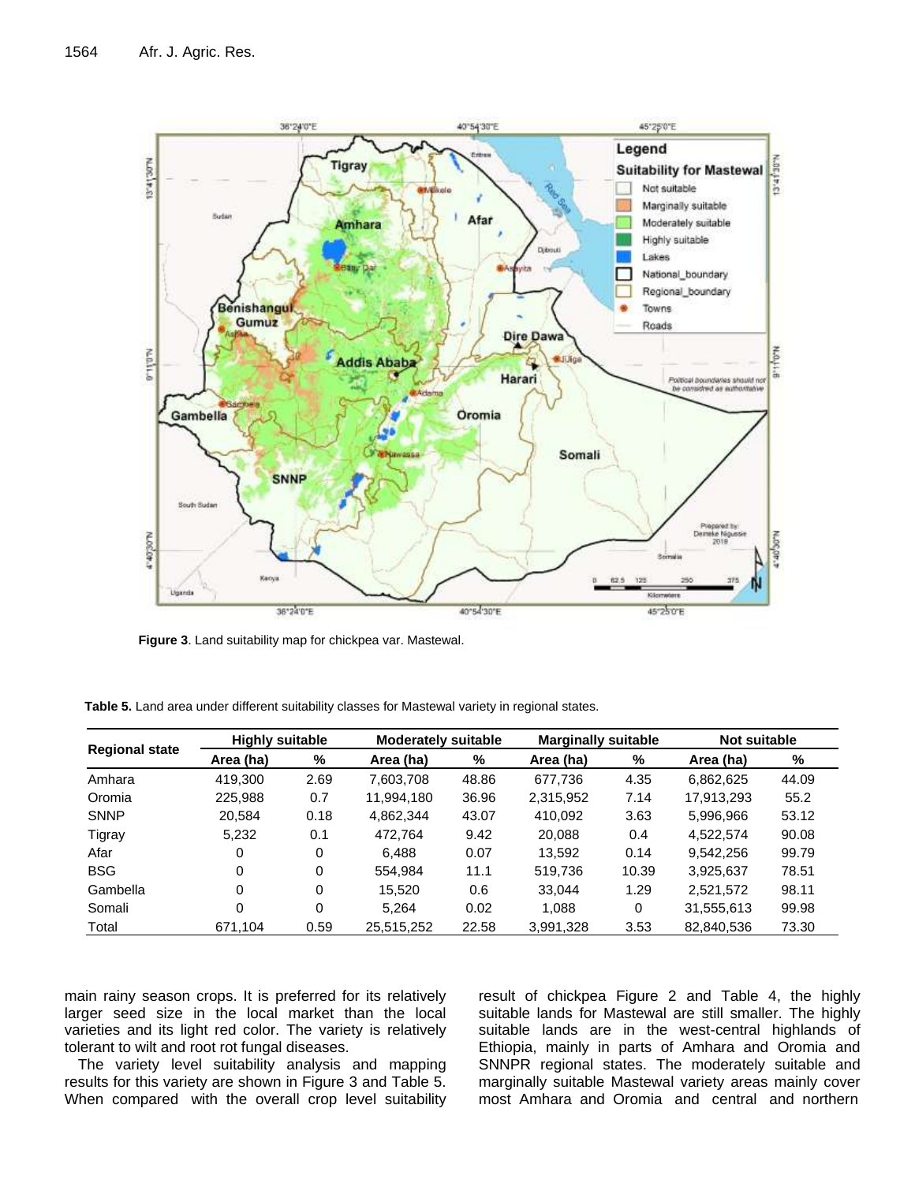Figure 3. Land suitability map for chickpea var. Mastewal.

**Table 5.** Land area under different suitability classes for Mastewal variety in regional states.

| Regional state | Highly suitable | | Moderately suitable | | Marginally suitable | | Not suitable | |
|---|---|---|---|---|---|---|---|---|
| | Area (ha) | % | Area (ha) | % | Area (ha) | % | Area (ha) | % |
| Amhara | 419,300 | 2.69 | 7,603,708 | 48.86 | 677,736 | 4.35 | 6,862,625 | 44.09 |
| Oromia | 225,988 | 0.7 | 11,994,180 | 36.96 | 2,315,952 | 7.14 | 17,913,293 | 55.2 |
| SNNP | 20,584 | 0.18 | 4,862,344 | 43.07 | 410,092 | 3.63 | 5,996,966 | 53.12 |
| Tigray | 5,232 | 0.1 | 472,764 | 9.42 | 20,088 | 0.4 | 4,522,574 | 90.08 |
| Afar | 0 | 0 | 6,488 | 0.07 | 13,592 | 0.14 | 9,542,256 | 99.79 |
| BSG | 0 | 0 | 554,984 | 11.1 | 519,736 | 10.39 | 3,925,637 | 78.51 |
| Gambella | 0 | 0 | 15,520 | 0.6 | 33,044 | 1.29 | 2,521,572 | 98.11 |
| Somali | 0 | 0 | 5,264 | 0.02 | 1,088 | 0 | 31,555,613 | 99.98 |
| Total | 671,104 | 0.59 | 25,515,252 | 22.58 | 3,991,328 | 3.53 | 82,840,536 | 73.30 |

main rainy season crops. It is preferred for its relatively larger seed size in the local market than the local varieties and its light red color. The variety is relatively tolerant to wilt and root rot fungal diseases.

The variety level suitability analysis and mapping results for this variety are shown in Figure 3 and Table 5. When compared with the overall crop level suitability result of chickpea Figure 2 and Table 4, the highly suitable lands for Mastewal are still smaller. The highly suitable lands are in the west-central highlands of Ethiopia, mainly in parts of Amhara and Oromia and SNNPR regional states. The moderately suitable and marginally suitable Mastewal variety areas mainly cover most Amhara and Oromia and central and northern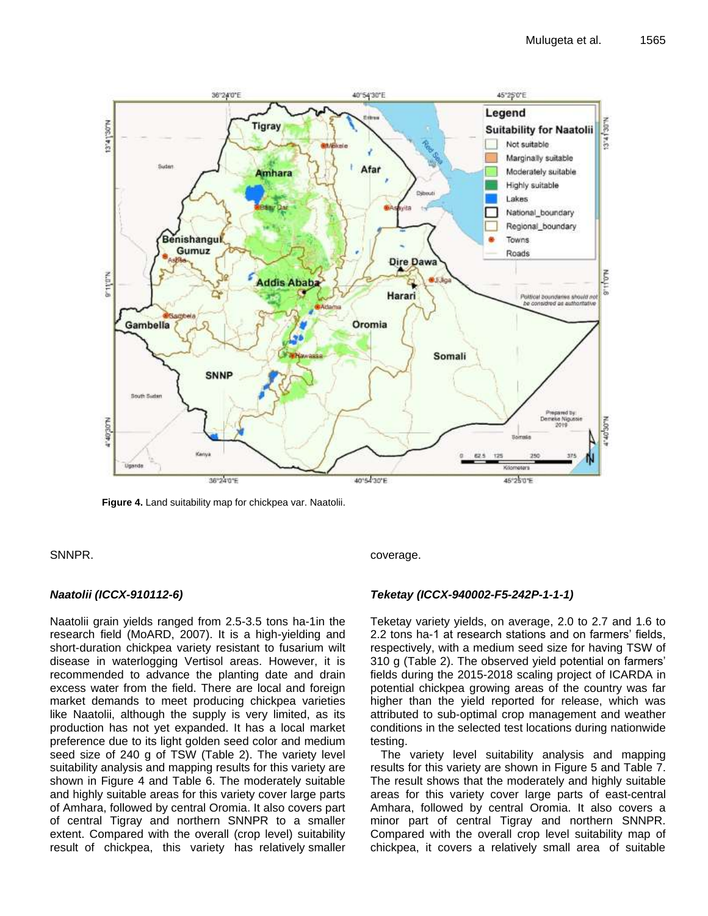Figure 4. Land suitability map for chickpea var. Naatolii.

SNNPR.

### *Naatolii (ICCX-910112-6)*

Naatolii grain yields ranged from 2.5-3.5 tons ha-1in the research field (MoARD, 2007). It is a high-yielding and short-duration chickpea variety resistant to fusarium wilt disease in waterlogging Vertisol areas. However, it is recommended to advance the planting date and drain excess water from the field. There are local and foreign market demands to meet producing chickpea varieties like Naatolii, although the supply is very limited, as its production has not yet expanded. It has a local market preference due to its light golden seed color and medium seed size of 240 g of TSW (Table 2). The variety level suitability analysis and mapping results for this variety are shown in Figure 4 and Table 6. The moderately suitable and highly suitable areas for this variety cover large parts of Amhara, followed by central Oromia. It also covers part of central Tigray and northern SNNPR to a smaller extent. Compared with the overall (crop level) suitability result of chickpea, this variety has relatively smaller coverage.

### *Teketay (ICCX-940002-F5-242P-1-1-1)*

Teketay variety yields, on average, 2.0 to 2.7 and 1.6 to 2.2 tons ha-1 at research stations and on farmers' fields, respectively, with a medium seed size for having TSW of 310 g (Table 2). The observed yield potential on farmers' fields during the 2015-2018 scaling project of ICARDA in potential chickpea growing areas of the country was far higher than the yield reported for release, which was attributed to sub-optimal crop management and weather conditions in the selected test locations during nationwide testing.

The variety level suitability analysis and mapping results for this variety are shown in Figure 5 and Table 7. The result shows that the moderately and highly suitable areas for this variety cover large parts of east-central Amhara, followed by central Oromia. It also covers a minor part of central Tigray and northern SNNPR. Compared with the overall crop level suitability map of chickpea, it covers a relatively small area of suitable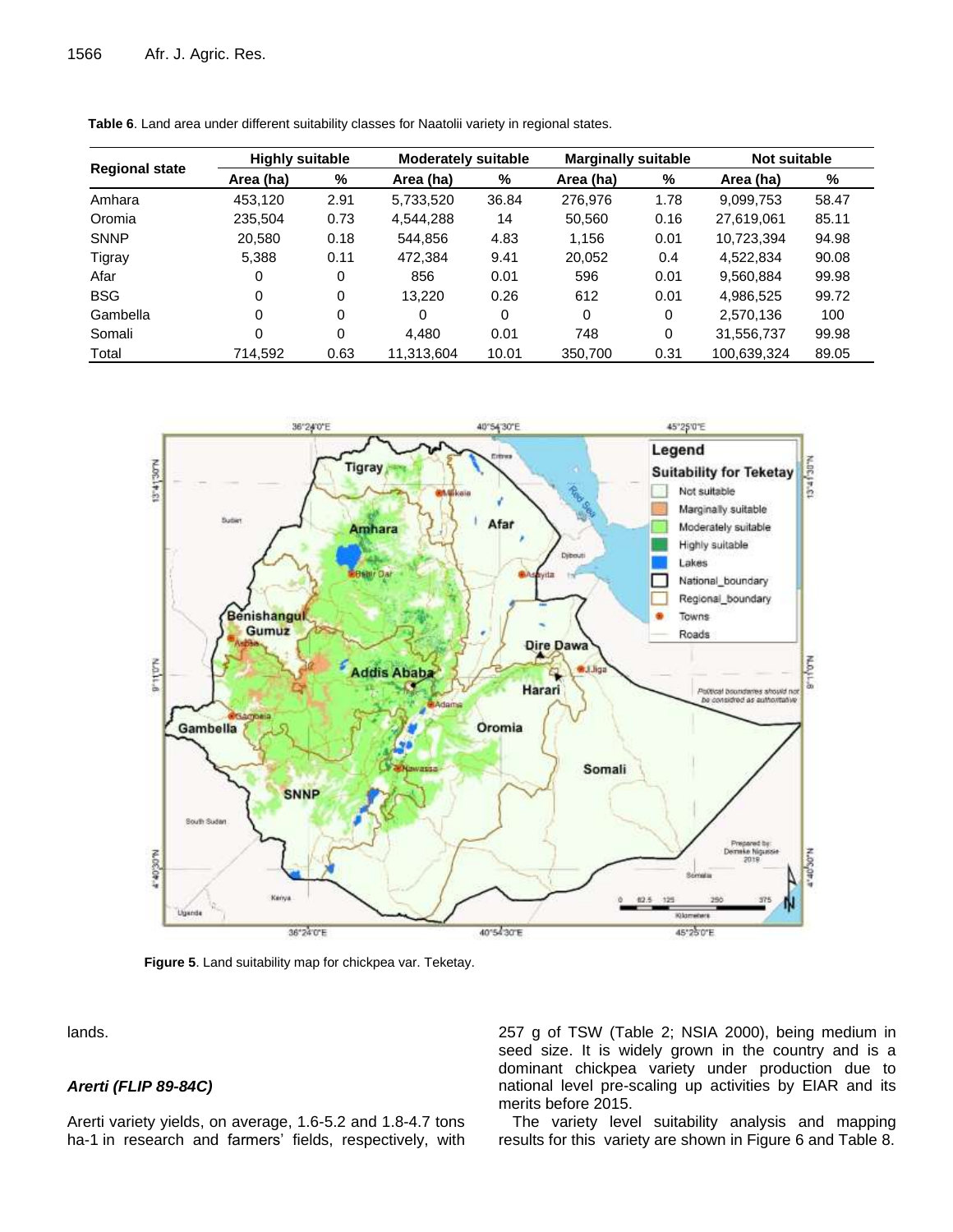**Table 6**. Land area under different suitability classes for Naatolii variety in regional states.

| Regional state | Highly suitable | | Moderately suitable | | Marginally suitable | | Not suitable | |
|---|---|---|---|---|---|---|---|---|
| | Area (ha) | % | Area (ha) | % | Area (ha) | % | Area (ha) | % |
| Amhara | 453,120 | 2.91 | 5,733,520 | 36.84 | 276,976 | 1.78 | 9,099,753 | 58.47 |
| Oromia | 235,504 | 0.73 | 4,544,288 | 14 | 50,560 | 0.16 | 27,619,061 | 85.11 |
| SNNP | 20,580 | 0.18 | 544,856 | 4.83 | 1,156 | 0.01 | 10,723,394 | 94.98 |
| Tigray | 5,388 | 0.11 | 472,384 | 9.41 | 20,052 | 0.4 | 4,522,834 | 90.08 |
| Afar | 0 | 0 | 856 | 0.01 | 596 | 0.01 | 9,560,884 | 99.98 |
| BSG | 0 | 0 | 13,220 | 0.26 | 612 | 0.01 | 4,986,525 | 99.72 |
| Gambella | 0 | 0 | 0 | 0 | 0 | 0 | 2,570,136 | 100 |
| Somali | 0 | 0 | 4,480 | 0.01 | 748 | 0 | 31,556,737 | 99.98 |
| Total | 714,592 | 0.63 | 11,313,604 | 10.01 | 350,700 | 0.31 | 100,639,324 | 89.05 |

**Figure 5**. Land suitability map for chickpea var. Teketay.

lands.

### *Arerti (FLIP 89-84C)*

Arerti variety yields, on average, 1.6-5.2 and 1.8-4.7 tons ha-1 in research and farmers' fields, respectively, with 257 g of TSW (Table 2; NSIA 2000), being medium in seed size. It is widely grown in the country and is a dominant chickpea variety under production due to national level pre-scaling up activities by EIAR and its merits before 2015.

The variety level suitability analysis and mapping results for this variety are shown in Figure 6 and Table 8.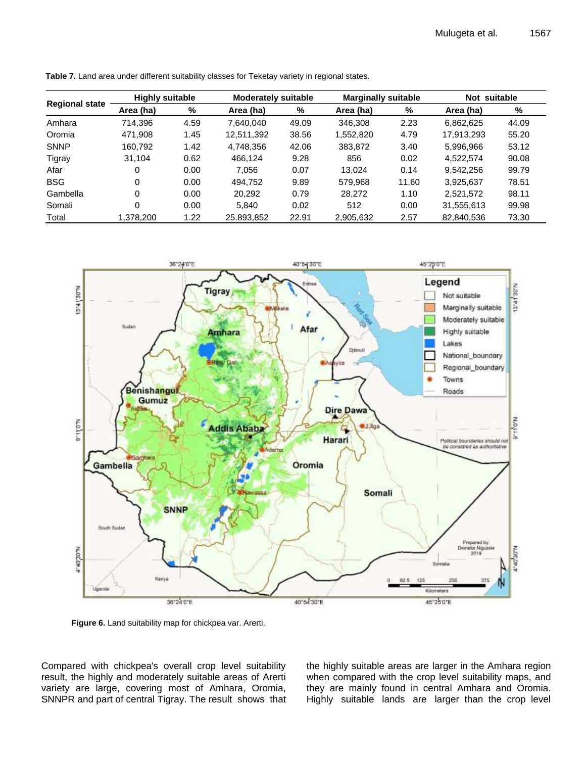**Table 7.** Land area under different suitability classes for Teketay variety in regional states.

| Regional state | Highly suitable | | Moderately suitable | | Marginally suitable | | Not suitable | |
|---|---|---|---|---|---|---|---|---|
| | Area (ha) | % | Area (ha) | % | Area (ha) | % | Area (ha) | % |
| Amhara | 714,396 | 4.59 | 7,640,040 | 49.09 | 346,308 | 2.23 | 6,862,625 | 44.09 |
| Oromia | 471,908 | 1.45 | 12,511,392 | 38.56 | 1,552,820 | 4.79 | 17,913,293 | 55.20 |
| SNNP | 160,792 | 1.42 | 4,748,356 | 42.06 | 383,872 | 3.40 | 5,996,966 | 53.12 |
| Tigray | 31,104 | 0.62 | 466,124 | 9.28 | 856 | 0.02 | 4,522,574 | 90.08 |
| Afar | 0 | 0.00 | 7,056 | 0.07 | 13,024 | 0.14 | 9,542,256 | 99.79 |
| BSG | 0 | 0.00 | 494,752 | 9.89 | 579,968 | 11.60 | 3,925,637 | 78.51 |
| Gambella | 0 | 0.00 | 20,292 | 0.79 | 28,272 | 1.10 | 2,521,572 | 98.11 |
| Somali | 0 | 0.00 | 5,840 | 0.02 | 512 | 0.00 | 31,555,613 | 99.98 |
| Total | 1,378,200 | 1.22 | 25.893,852 | 22.91 | 2,905,632 | 2.57 | 82,840,536 | 73.30 |

**Figure 6.** Land suitability map for chickpea var. Arerti.

Compared with chickpea's overall crop level suitability result, the highly and moderately suitable areas of Arerti variety are large, covering most of Amhara, Oromia, SNNPR and part of central Tigray. The result shows that the highly suitable areas are larger in the Amhara region when compared with the crop level suitability maps, and they are mainly found in central Amhara and Oromia. Highly suitable lands are larger than the crop level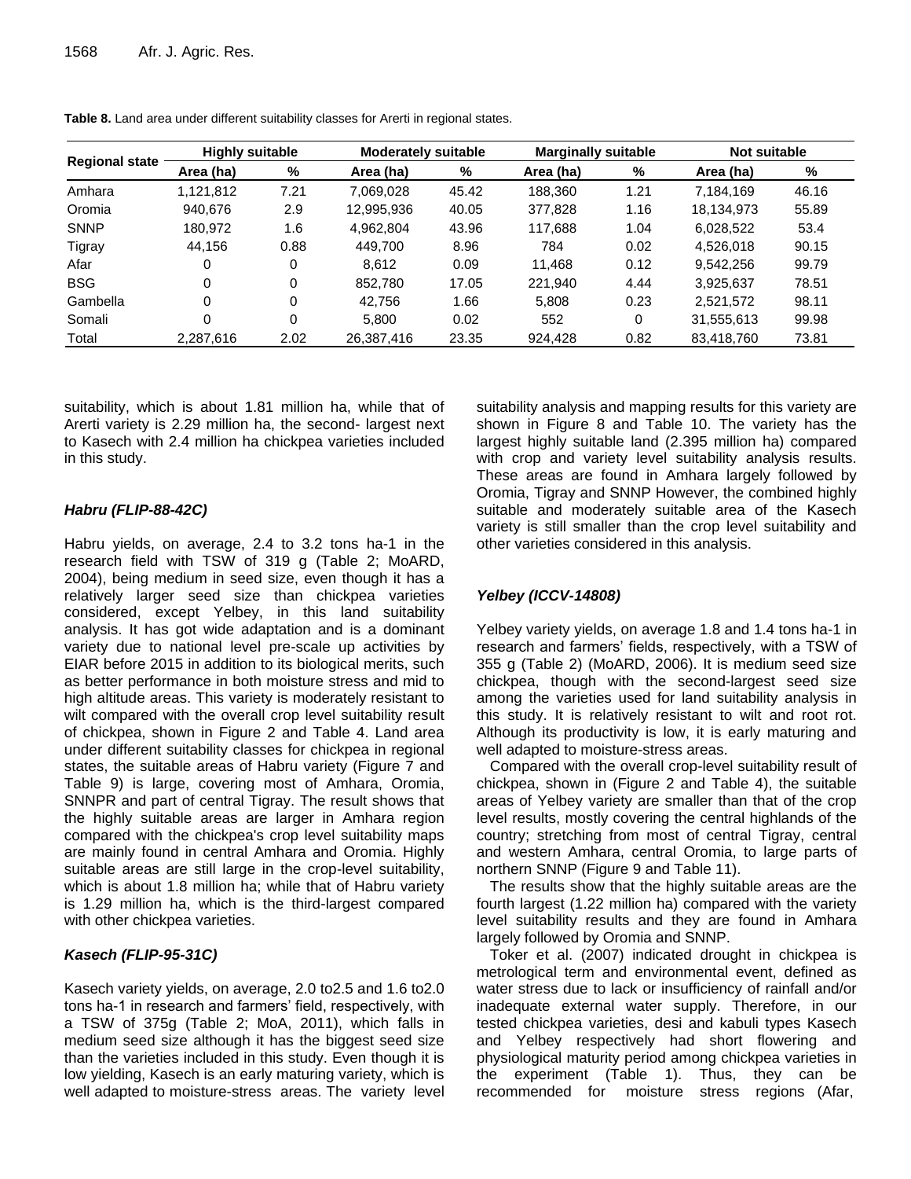**Table 8.** Land area under different suitability classes for Ararti in regional states.

| Regional state | Highly suitable | | Moderately suitable | | Marginally suitable | | Not suitable | |
|---|---|---|---|---|---|---|---|---|
| | Area (ha) | % | Area (ha) | % | Area (ha) | % | Area (ha) | % |
| Amhara | 1,121,812 | 7.21 | 7,069,028 | 45.42 | 188,360 | 1.21 | 7,184,169 | 46.16 |
| Oromia | 940,676 | 2.9 | 12,995,936 | 40.05 | 377,828 | 1.16 | 18,134,973 | 55.89 |
| SNNP | 180,972 | 1.6 | 4,962,804 | 43.96 | 117,688 | 1.04 | 6,028,522 | 53.4 |
| Tigray | 44,156 | 0.88 | 449,700 | 8.96 | 784 | 0.02 | 4,526,018 | 90.15 |
| Afar | 0 | 0 | 8,612 | 0.09 | 11,468 | 0.12 | 9,542,256 | 99.79 |
| BSG | 0 | 0 | 852,780 | 17.05 | 221,940 | 4.44 | 3,925,637 | 78.51 |
| Gambella | 0 | 0 | 42,756 | 1.66 | 5,808 | 0.23 | 2,521,572 | 98.11 |
| Somali | 0 | 0 | 5,800 | 0.02 | 552 | 0 | 31,555,613 | 99.98 |
| Total | 2,287,616 | 2.02 | 26,387,416 | 23.35 | 924,428 | 0.82 | 83,418,760 | 73.81 |

suitability, which is about 1.81 million ha, while that of Arerti variety is 2.29 million ha, the second- largest next to Kasech with 2.4 million ha chickpea varieties included in this study.

### *Habru (FLIP-88-42C)*

Habru yields, on average, 2.4 to 3.2 tons ha-1 in the research field with TSW of 319 g (Table 2; MoARD, 2004), being medium in seed size, even though it has a relatively larger seed size than chickpea varieties considered, except Yelbey, in this land suitability analysis. It has got wide adaptation and is a dominant variety due to national level pre-scale up activities by EIAR before 2015 in addition to its biological merits, such as better performance in both moisture stress and mid to high altitude areas. This variety is moderately resistant to wilt compared with the overall crop level suitability result of chickpea, shown in Figure 2 and Table 4. Land area under different suitability classes for chickpea in regional states, the suitable areas of Habru variety (Figure 7 and Table 9) is large, covering most of Amhara, Oromia, SNNPR and part of central Tigray. The result shows that the highly suitable areas are larger in Amhara region compared with the chickpea's crop level suitability maps are mainly found in central Amhara and Oromia. Highly suitable areas are still large in the crop-level suitability, which is about 1.8 million ha; while that of Habru variety is 1.29 million ha, which is the third-largest compared with other chickpea varieties.

### *Kasech (FLIP-95-31C)*

Kasech variety yields, on average, 2.0 to2.5 and 1.6 to2.0 tons ha-1 in research and farmers' field, respectively, with a TSW of 375g (Table 2; MoA, 2011), which falls in medium seed size although it has the biggest seed size than the varieties included in this study. Even though it is low yielding, Kasech is an early maturing variety, which is well adapted to moisture-stress areas. The variety level suitability analysis and mapping results for this variety are shown in Figure 8 and Table 10. The variety has the largest highly suitable land (2.395 million ha) compared with crop and variety level suitability analysis results. These areas are found in Amhara largely followed by Oromia, Tigray and SNNP However, the combined highly suitable and moderately suitable area of the Kasech variety is still smaller than the crop level suitability and other varieties considered in this analysis.

### *Yelbey (ICCV-14808)*

Yelbey variety yields, on average 1.8 and 1.4 tons ha-1 in research and farmers' fields, respectively, with a TSW of 355 g (Table 2) (MoARD, 2006). It is medium seed size chickpea, though with the second-largest seed size among the varieties used for land suitability analysis in this study. It is relatively resistant to wilt and root rot. Although its productivity is low, it is early maturing and well adapted to moisture-stress areas.

Compared with the overall crop-level suitability result of chickpea, shown in (Figure 2 and Table 4), the suitable areas of Yelbey variety are smaller than that of the crop level results, mostly covering the central highlands of the country; stretching from most of central Tigray, central and western Amhara, central Oromia, to large parts of northern SNNP (Figure 9 and Table 11).

The results show that the highly suitable areas are the fourth largest (1.22 million ha) compared with the variety level suitability results and they are found in Amhara largely followed by Oromia and SNNP.

Toker et al. (2007) indicated drought in chickpea is metrological term and environmental event, defined as water stress due to lack or insufficiency of rainfall and/or inadequate external water supply. Therefore, in our tested chickpea varieties, desi and kabuli types Kasech and Yelbey respectively had short flowering and physiological maturity period among chickpea varieties in the experiment (Table 1). Thus, they can be recommended for moisture stress regions (Afar,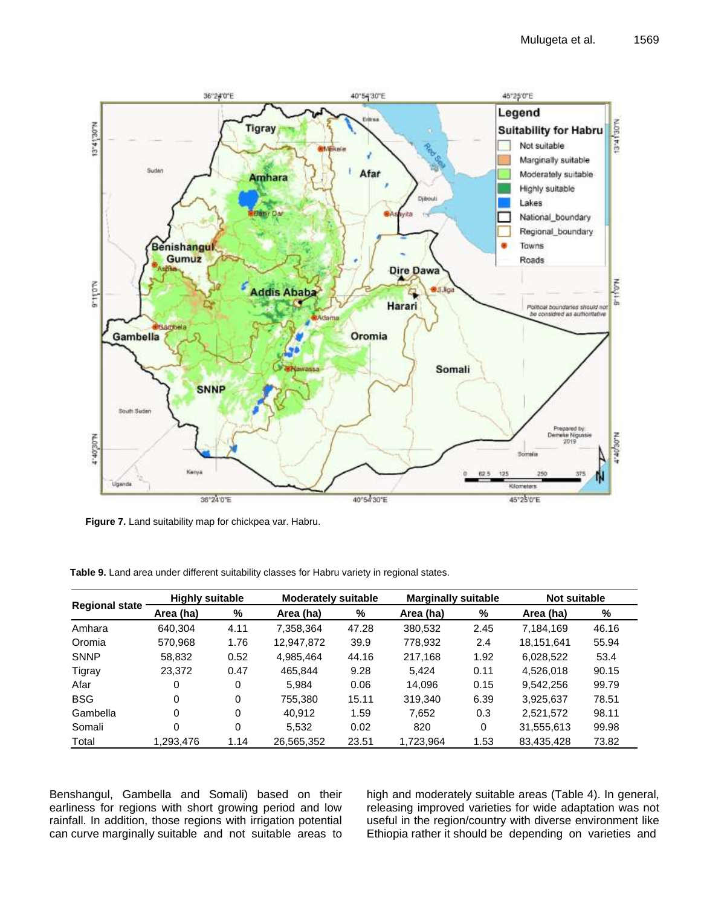**Figure 7.** Land suitability map for chickpea var. Habru.

**Table 9.** Land area under different suitability classes for Habru variety in regional states.

| Regional state | Highly suitable | | Moderately suitable | | Marginally suitable | | Not suitable | |
|---|---|---|---|---|---|---|---|---|
| | Area (ha) | % | Area (ha) | % | Area (ha) | % | Area (ha) | % |
| Amhara | 640,304 | 4.11 | 7,358,364 | 47.28 | 380,532 | 2.45 | 7,184,169 | 46.16 |
| Oromia | 570,968 | 1.76 | 12,947,872 | 39.9 | 778,932 | 2.4 | 18,151,641 | 55.94 |
| SNNP | 58,832 | 0.52 | 4,985,464 | 44.16 | 217,168 | 1.92 | 6,028,522 | 53.4 |
| Tigray | 23,372 | 0.47 | 465,844 | 9.28 | 5,424 | 0.11 | 4,526,018 | 90.15 |
| Afar | 0 | 0 | 5,984 | 0.06 | 14,096 | 0.15 | 9,542,256 | 99.79 |
| BSG | 0 | 0 | 755,380 | 15.11 | 319,340 | 6.39 | 3,925,637 | 78.51 |
| Gambella | 0 | 0 | 40,912 | 1.59 | 7,652 | 0.3 | 2,521,572 | 98.11 |
| Somali | 0 | 0 | 5,532 | 0.02 | 820 | 0 | 31,555,613 | 99.98 |
| Total | 1,293,476 | 1.14 | 26,565,352 | 23.51 | 1,723,964 | 1.53 | 83,435,428 | 73.82 |

Benshangul, Gambella and Somali) based on their earliness for regions with short growing period and low rainfall. In addition, those regions with irrigation potential can curve marginally suitable and not suitable areas to high and moderately suitable areas (Table 4). In general, releasing improved varieties for wide adaptation was not useful in the region/country with diverse environment like Ethiopia rather it should be depending on varieties and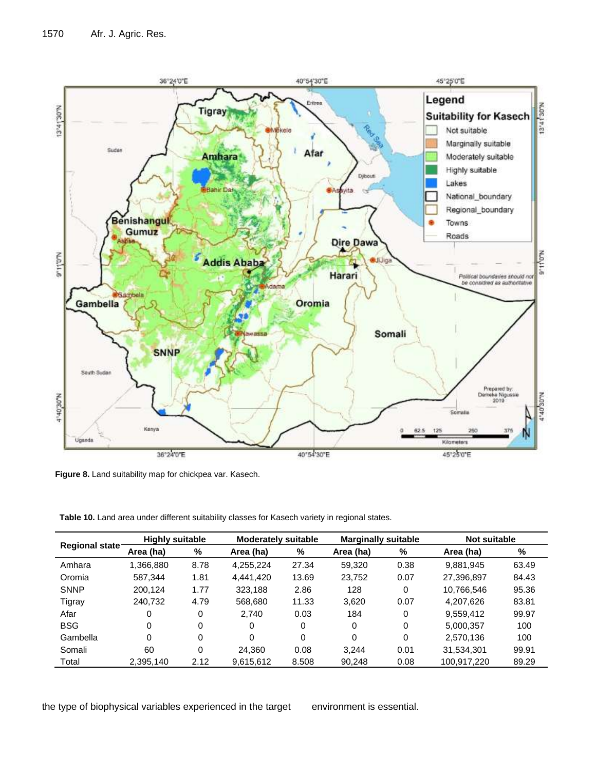Figure 8. Land suitability map for chickpea var. Kasech.

**Table 10.** Land area under different suitability classes for Kasech variety in regional states.

| Regional state | Highly suitable | | Moderately suitable | | Marginally suitable | | Not suitable | |
|---|---|---|---|---|---|---|---|---|
| | Area (ha) | % | Area (ha) | % | Area (ha) | % | Area (ha) | % |
| Amhara | 1,366,880 | 8.78 | 4,255,224 | 27.34 | 59,320 | 0.38 | 9,881,945 | 63.49 |
| Oromia | 587,344 | 1.81 | 4,441,420 | 13.69 | 23,752 | 0.07 | 27,396,897 | 84.43 |
| SNNP | 200,124 | 1.77 | 323,188 | 2.86 | 128 | 0 | 10,766,546 | 95.36 |
| Tigray | 240,732 | 4.79 | 568,680 | 11.33 | 3,620 | 0.07 | 4,207,626 | 83.81 |
| Afar | 0 | 0 | 2,740 | 0.03 | 184 | 0 | 9,559,412 | 99.97 |
| BSG | 0 | 0 | 0 | 0 | 0 | 0 | 5,000,357 | 100 |
| Gambella | 0 | 0 | 0 | 0 | 0 | 0 | 2,570,136 | 100 |
| Somali | 60 | 0 | 24,360 | 0.08 | 3,244 | 0.01 | 31,534,301 | 99.91 |
| Total | 2,395,140 | 2.12 | 9,615,612 | 8.508 | 90,248 | 0.08 | 100,917,220 | 89.29 |

the type of biophysical variables experienced in the target environment is essential.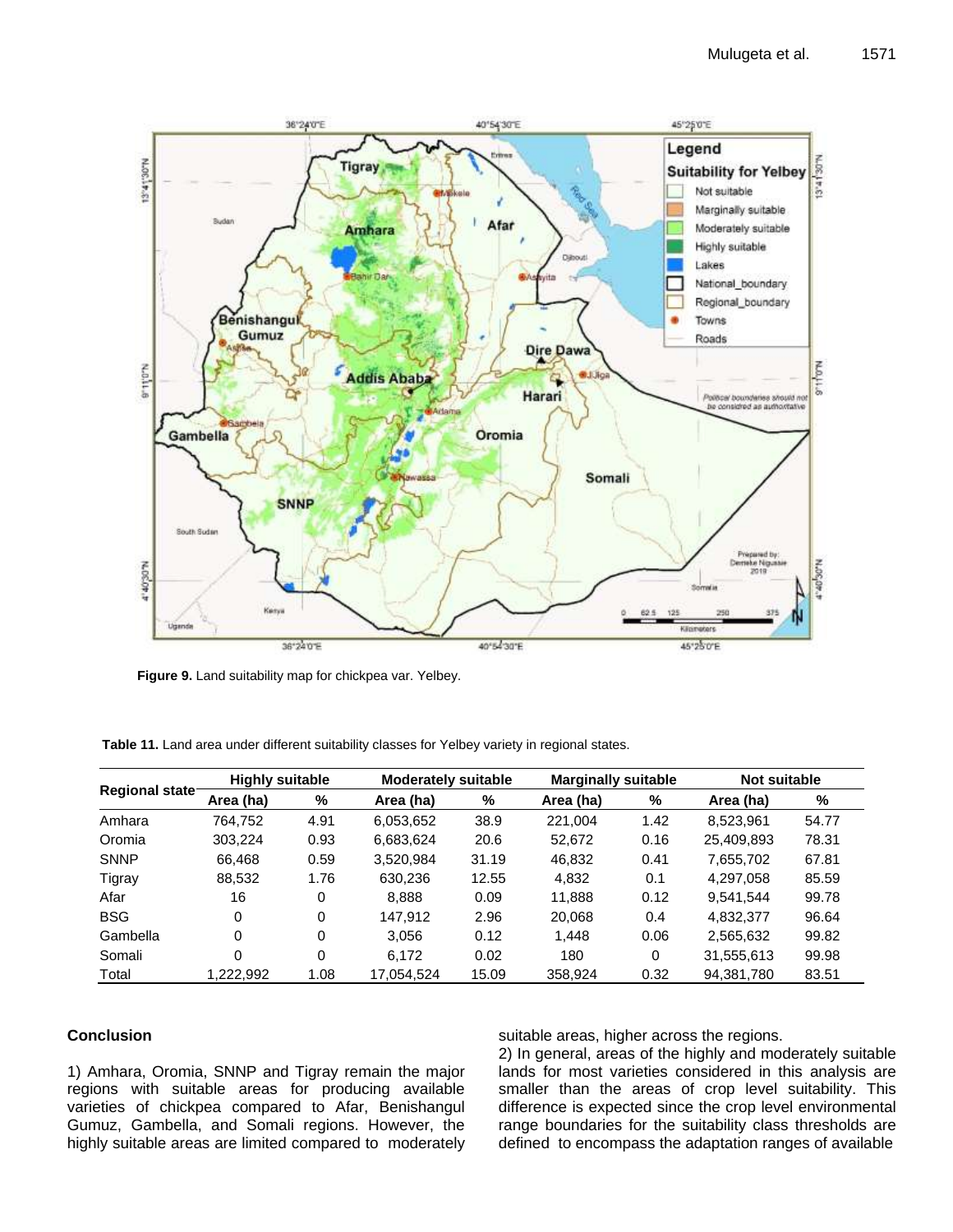Figure 9. Land suitability map for chickpea var. Yelbey.

Table 11. Land area under different suitability classes for Yelbey variety in regional states.

| Regional state | Highly suitable | | Moderately suitable | | Marginally suitable | | Not suitable | |
|---|---|---|---|---|---|---|---|---|
| | Area (ha) | % | Area (ha) | % | Area (ha) | % | Area (ha) | % |
| Amhara | 764,752 | 4.91 | 6,053,652 | 38.9 | 221,004 | 1.42 | 8,523,961 | 54.77 |
| Oromia | 303,224 | 0.93 | 6,683,624 | 20.6 | 52,672 | 0.16 | 25,409,893 | 78.31 |
| SNNP | 66,468 | 0.59 | 3,520,984 | 31.19 | 46,832 | 0.41 | 7,655,702 | 67.81 |
| Tigray | 88,532 | 1.76 | 630,236 | 12.55 | 4,832 | 0.1 | 4,297,058 | 85.59 |
| Afar | 16 | 0 | 8,888 | 0.09 | 11,888 | 0.12 | 9,541,544 | 99.78 |
| BSG | 0 | 0 | 147,912 | 2.96 | 20,068 | 0.4 | 4,832,377 | 96.64 |
| Gambella | 0 | 0 | 3,056 | 0.12 | 1,448 | 0.06 | 2,565,632 | 99.82 |
| Somali | 0 | 0 | 6,172 | 0.02 | 180 | 0 | 31,555,613 | 99.98 |
| Total | 1,222,992 | 1.08 | 17,054,524 | 15.09 | 358,924 | 0.32 | 94,381,780 | 83.51 |

## Conclusion

1) Amhara, Oromia, SNNP and Tigray remain the major regions with suitable areas for producing available varieties of chickpea compared to Afar, Benishangul Gumuz, Gambella, and Somali regions. However, the highly suitable areas are limited compared to moderately suitable areas, higher across the regions.

2) In general, areas of the highly and moderately suitable lands for most varieties considered in this analysis are smaller than the areas of crop level suitability. This difference is expected since the crop level environmental range boundaries for the suitability class thresholds are defined to encompass the adaptation ranges of available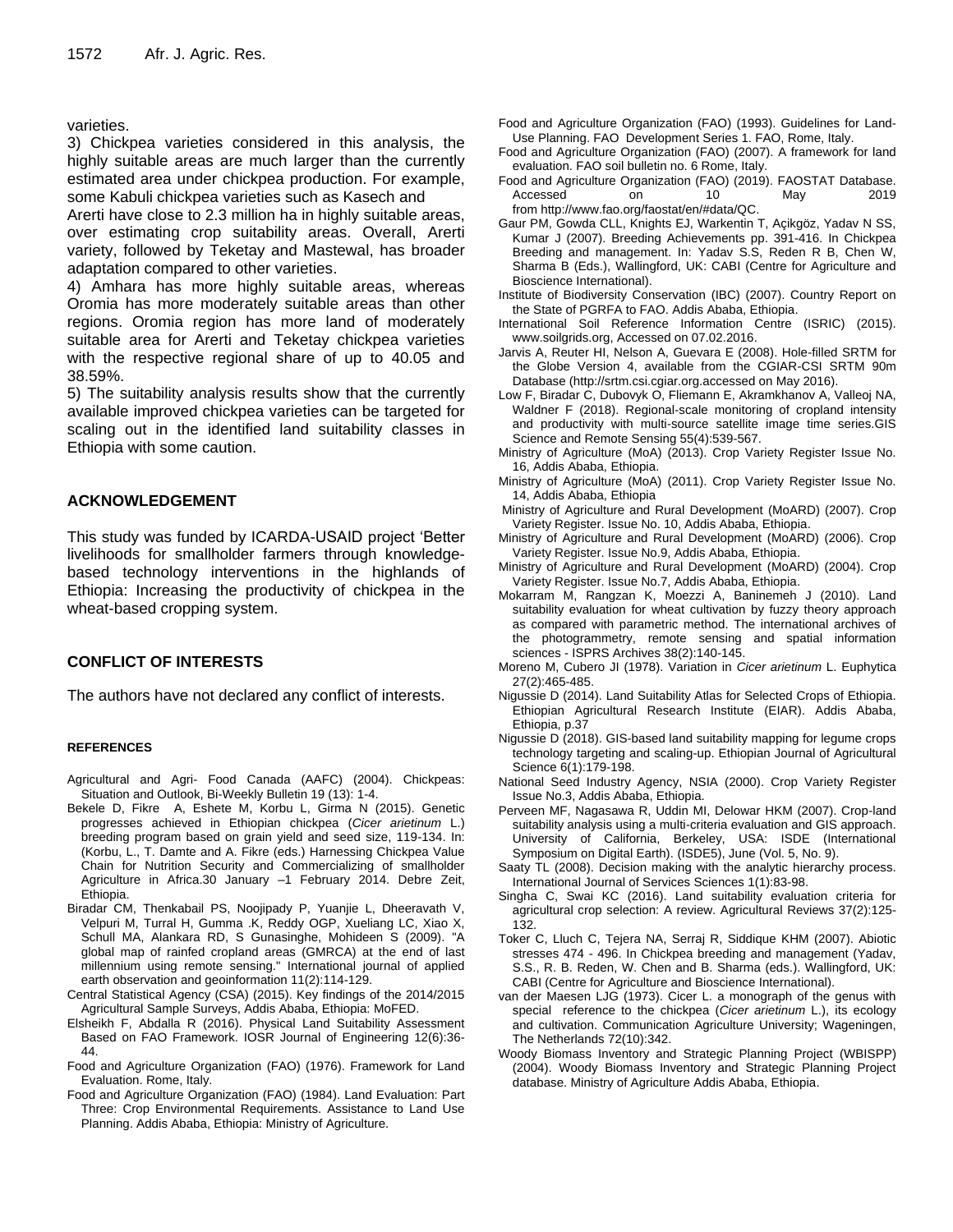varieties.

3) Chickpea varieties considered in this analysis, the highly suitable areas are much larger than the currently estimated area under chickpea production. For example, some Kabuli chickpea varieties such as Kasech and Arerti have close to 2.3 million ha in highly suitable areas, over estimating crop suitability areas. Overall, Arerti variety, followed by Teketay and Mastewal, has broader adaptation compared to other varieties.

4) Amhara has more highly suitable areas, whereas Oromia has more moderately suitable areas than other regions. Oromia region has more land of moderately suitable area for Arerti and Teketay chickpea varieties with the respective regional share of up to 40.05 and 38.59%.

5) The suitability analysis results show that the currently available improved chickpea varieties can be targeted for scaling out in the identified land suitability classes in Ethiopia with some caution.

## ACKNOWLEDGEMENT

This study was funded by ICARDA-USAID project 'Better livelihoods for smallholder farmers through knowledge-based technology interventions in the highlands of Ethiopia: Increasing the productivity of chickpea in the wheat-based cropping system.

## CONFLICT OF INTERESTS

The authors have not declared any conflict of interests.

## REFERENCES

Agricultural and Agri- Food Canada (AAFC) (2004). Chickpeas: Situation and Outlook, Bi-Weekly Bulletin 19 (13): 1-4.

Bekele D, Fikre A, Eshete M, Korbu L, Girma N (2015). Genetic progresses achieved in Ethiopian chickpea (*Cicer arietinum* L.) breeding program based on grain yield and seed size, 119-134. In: (Korbu, L., T. Damte and A. Fikre (eds.) Harnessing Chickpea Value Chain for Nutrition Security and Commercializing of smallholder Agriculture in Africa.30 January –1 February 2014. Debre Zeit, Ethiopia.

Biradar CM, Thenkabail PS, Noojipady P, Yuanjie L, Dheeravath V, Velpuri M, Turral H, Gumma .K, Reddy OGP, Xueliang LC, Xiao X, Schull MA, Alankara RD, S Gunasinghe, Mohideen S (2009). "A global map of rainfed cropland areas (GMRCA) at the end of last millennium using remote sensing." International journal of applied earth observation and geoinformation 11(2):114-129.

Central Statistical Agency (CSA) (2015). Key findings of the 2014/2015 Agricultural Sample Surveys, Addis Ababa, Ethiopia: MoFED.

Elsheikh F, Abdalla R (2016). Physical Land Suitability Assessment Based on FAO Framework. IOSR Journal of Engineering 12(6):36-44.

Food and Agriculture Organization (FAO) (1976). Framework for Land Evaluation. Rome, Italy.

Food and Agriculture Organization (FAO) (1984). Land Evaluation: Part Three: Crop Environmental Requirements. Assistance to Land Use Planning. Addis Ababa, Ethiopia: Ministry of Agriculture.

Food and Agriculture Organization (FAO) (1993). Guidelines for Land-Use Planning. FAO Development Series 1. FAO, Rome, Italy.

Food and Agriculture Organization (FAO) (2007). A framework for land evaluation. FAO soil bulletin no. 6 Rome, Italy.

Food and Agriculture Organization (FAO) (2019). FAOSTAT Database. Accessed on 10 May 2019 from http://www.fao.org/faostat/en/#data/QC.

Gaur PM, Gowda CLL, Knights EJ, Warkentin T, Açikgöz, Yadav N SS, Kumar J (2007). Breeding Achievements pp. 391-416. In Chickpea Breeding and management. In: Yadav S.S, Reden R B, Chen W, Sharma B (Eds.), Wallingford, UK: CABI (Centre for Agriculture and Bioscience International).

Institute of Biodiversity Conservation (IBC) (2007). Country Report on the State of PGRFA to FAO. Addis Ababa, Ethiopia.

International Soil Reference Information Centre (ISRIC) (2015). www.soilgrids.org, Accessed on 07.02.2016.

Jarvis A, Reuter HI, Nelson A, Guevara E (2008). Hole-filled SRTM for the Globe Version 4, available from the CGIAR-CSI SRTM 90m Database (http://srtm.csi.cgiar.org.accessed on May 2016).

Low F, Biradar C, Dubovyk O, Fliemann E, Akramkhanov A, Valleoj NA, Waldner F (2018). Regional-scale monitoring of cropland intensity and productivity with multi-source satellite image time series.GIS Science and Remote Sensing 55(4):539-567.

Ministry of Agriculture (MoA) (2013). Crop Variety Register Issue No. 16, Addis Ababa, Ethiopia.

Ministry of Agriculture (MoA) (2011). Crop Variety Register Issue No. 14, Addis Ababa, Ethiopia

Ministry of Agriculture and Rural Development (MoARD) (2007). Crop Variety Register. Issue No. 10, Addis Ababa, Ethiopia.

Ministry of Agriculture and Rural Development (MoARD) (2006). Crop Variety Register. Issue No.9, Addis Ababa, Ethiopia.

Ministry of Agriculture and Rural Development (MoARD) (2004). Crop Variety Register. Issue No.7, Addis Ababa, Ethiopia.

Mokarram M, Rangzan K, Moezzi A, Baninemeh J (2010). Land suitability evaluation for wheat cultivation by fuzzy theory approach as compared with parametric method. The international archives of the photogrammetry, remote sensing and spatial information sciences - ISPRS Archives 38(2):140-145.

Moreno M, Cubero JI (1978). Variation in *Cicer arietinum* L. Euphytica 27(2):465-485.

Nigussie D (2014). Land Suitability Atlas for Selected Crops of Ethiopia. Ethiopian Agricultural Research Institute (EIAR). Addis Ababa, Ethiopia, p.37

Nigussie D (2018). GIS-based land suitability mapping for legume crops technology targeting and scaling-up. Ethiopian Journal of Agricultural Science 6(1):179-198.

National Seed Industry Agency, NSIA (2000). Crop Variety Register Issue No.3, Addis Ababa, Ethiopia.

Perveen MF, Nagasawa R, Uddin MI, Delowar HKM (2007). Crop-land suitability analysis using a multi-criteria evaluation and GIS approach. University of California, Berkeley, USA: ISDE (International Symposium on Digital Earth). (ISDE5), June (Vol. 5, No. 9).

Saaty TL (2008). Decision making with the analytic hierarchy process. International Journal of Services Sciences 1(1):83-98.

Singha C, Swai KC (2016). Land suitability evaluation criteria for agricultural crop selection: A review. Agricultural Reviews 37(2):125-132.

Toker C, Lluch C, Tejera NA, Serraj R, Siddique KHM (2007). Abiotic stresses 474 - 496. In Chickpea breeding and management (Yadav, S.S., R. B. Reden, W. Chen and B. Sharma (eds.). Wallingford, UK: CABI (Centre for Agriculture and Bioscience International).

van der Maesen LJG (1973). Cicer L. a monograph of the genus with special reference to the chickpea (*Cicer arietinum* L.), its ecology and cultivation. Communication Agriculture University; Wageningen, The Netherlands 72(10):342.

Woody Biomass Inventory and Strategic Planning Project (WBISPP) (2004). Woody Biomass Inventory and Strategic Planning Project database. Ministry of Agriculture Addis Ababa, Ethiopia.